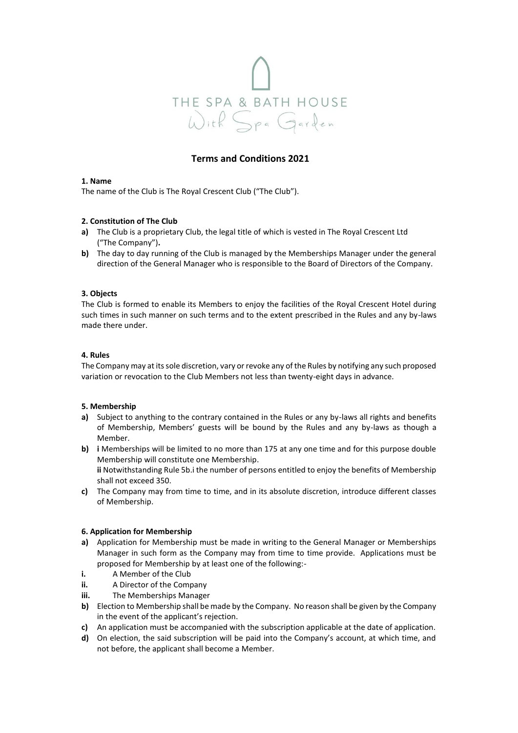THE SPA & BATH HOUSE

With Spa Garden

# Terms and Conditions 2021

**1. Name**

The name of the Club is The Royal Crescent Club ("The Club").

**2. Constitution of The Club**

**a)** The Club is a proprietary Club, the legal title of which is vested in The Royal Crescent Ltd ("The Company")**.**

**b)** The day to day running of the Club is managed by the Memberships Manager under the general direction of the General Manager who is responsible to the Board of Directors of the Company.

**3. Objects**

The Club is formed to enable its Members to enjoy the facilities of the Royal Crescent Hotel during such times in such manner on such terms and to the extent prescribed in the Rules and any by-laws made there under.

**4. Rules**

The Company may at its sole discretion, vary or revoke any of the Rules by notifying any such proposed variation or revocation to the Club Members not less than twenty-eight days in advance.

**5. Membership**

**a)** Subject to anything to the contrary contained in the Rules or any by-laws all rights and benefits of Membership, Members' guests will be bound by the Rules and any by-laws as though a Member.

**b)** **i** Memberships will be limited to no more than 175 at any one time and for this purpose double Membership will constitute one Membership.
**ii** Notwithstanding Rule 5b.i the number of persons entitled to enjoy the benefits of Membership shall not exceed 350.

**c)** The Company may from time to time, and in its absolute discretion, introduce different classes of Membership.

**6. Application for Membership**

**a)** Application for Membership must be made in writing to the General Manager or Memberships Manager in such form as the Company may from time to time provide. Applications must be proposed for Membership by at least one of the following:-

**i.** A Member of the Club

**ii.** A Director of the Company

**iii.** The Memberships Manager

**b)** Election to Membership shall be made by the Company. No reason shall be given by the Company in the event of the applicant's rejection.

**c)** An application must be accompanied with the subscription applicable at the date of application.

**d)** On election, the said subscription will be paid into the Company's account, at which time, and not before, the applicant shall become a Member.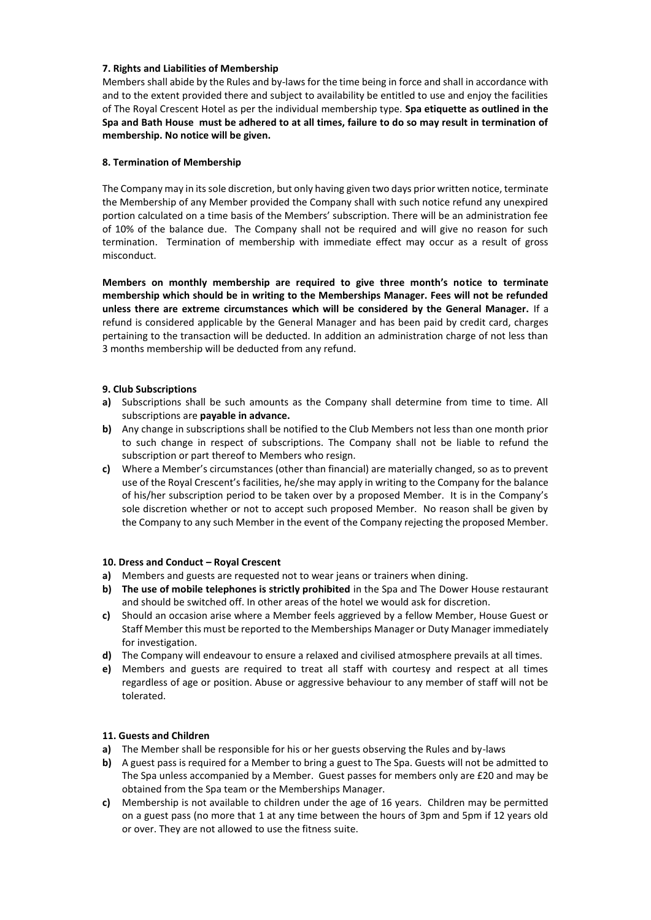**7. Rights and Liabilities of Membership**

Members shall abide by the Rules and by-laws for the time being in force and shall in accordance with and to the extent provided there and subject to availability be entitled to use and enjoy the facilities of The Royal Crescent Hotel as per the individual membership type. **Spa etiquette as outlined in the Spa and Bath House must be adhered to at all times, failure to do so may result in termination of membership. No notice will be given.**

**8. Termination of Membership**

The Company may in its sole discretion, but only having given two days prior written notice, terminate the Membership of any Member provided the Company shall with such notice refund any unexpired portion calculated on a time basis of the Members' subscription. There will be an administration fee of 10% of the balance due. The Company shall not be required and will give no reason for such termination. Termination of membership with immediate effect may occur as a result of gross misconduct.

**Members on monthly membership are required to give three month's notice to terminate membership which should be in writing to the Memberships Manager. Fees will not be refunded unless there are extreme circumstances which will be considered by the General Manager.** If a refund is considered applicable by the General Manager and has been paid by credit card, charges pertaining to the transaction will be deducted. In addition an administration charge of not less than 3 months membership will be deducted from any refund.

**9. Club Subscriptions**

**a)** Subscriptions shall be such amounts as the Company shall determine from time to time. All subscriptions are **payable in advance.**

**b)** Any change in subscriptions shall be notified to the Club Members not less than one month prior to such change in respect of subscriptions. The Company shall not be liable to refund the subscription or part thereof to Members who resign.

**c)** Where a Member's circumstances (other than financial) are materially changed, so as to prevent use of the Royal Crescent's facilities, he/she may apply in writing to the Company for the balance of his/her subscription period to be taken over by a proposed Member. It is in the Company's sole discretion whether or not to accept such proposed Member. No reason shall be given by the Company to any such Member in the event of the Company rejecting the proposed Member.

**10. Dress and Conduct – Royal Crescent**

**a)** Members and guests are requested not to wear jeans or trainers when dining.

**b)** **The use of mobile telephones is strictly prohibited** in the Spa and The Dower House restaurant and should be switched off. In other areas of the hotel we would ask for discretion.

**c)** Should an occasion arise where a Member feels aggrieved by a fellow Member, House Guest or Staff Member this must be reported to the Memberships Manager or Duty Manager immediately for investigation.

**d)** The Company will endeavour to ensure a relaxed and civilised atmosphere prevails at all times.

**e)** Members and guests are required to treat all staff with courtesy and respect at all times regardless of age or position. Abuse or aggressive behaviour to any member of staff will not be tolerated.

**11. Guests and Children**

**a)** The Member shall be responsible for his or her guests observing the Rules and by-laws

**b)** A guest pass is required for a Member to bring a guest to The Spa. Guests will not be admitted to The Spa unless accompanied by a Member. Guest passes for members only are £20 and may be obtained from the Spa team or the Memberships Manager.

**c)** Membership is not available to children under the age of 16 years. Children may be permitted on a guest pass (no more that 1 at any time between the hours of 3pm and 5pm if 12 years old or over. They are not allowed to use the fitness suite.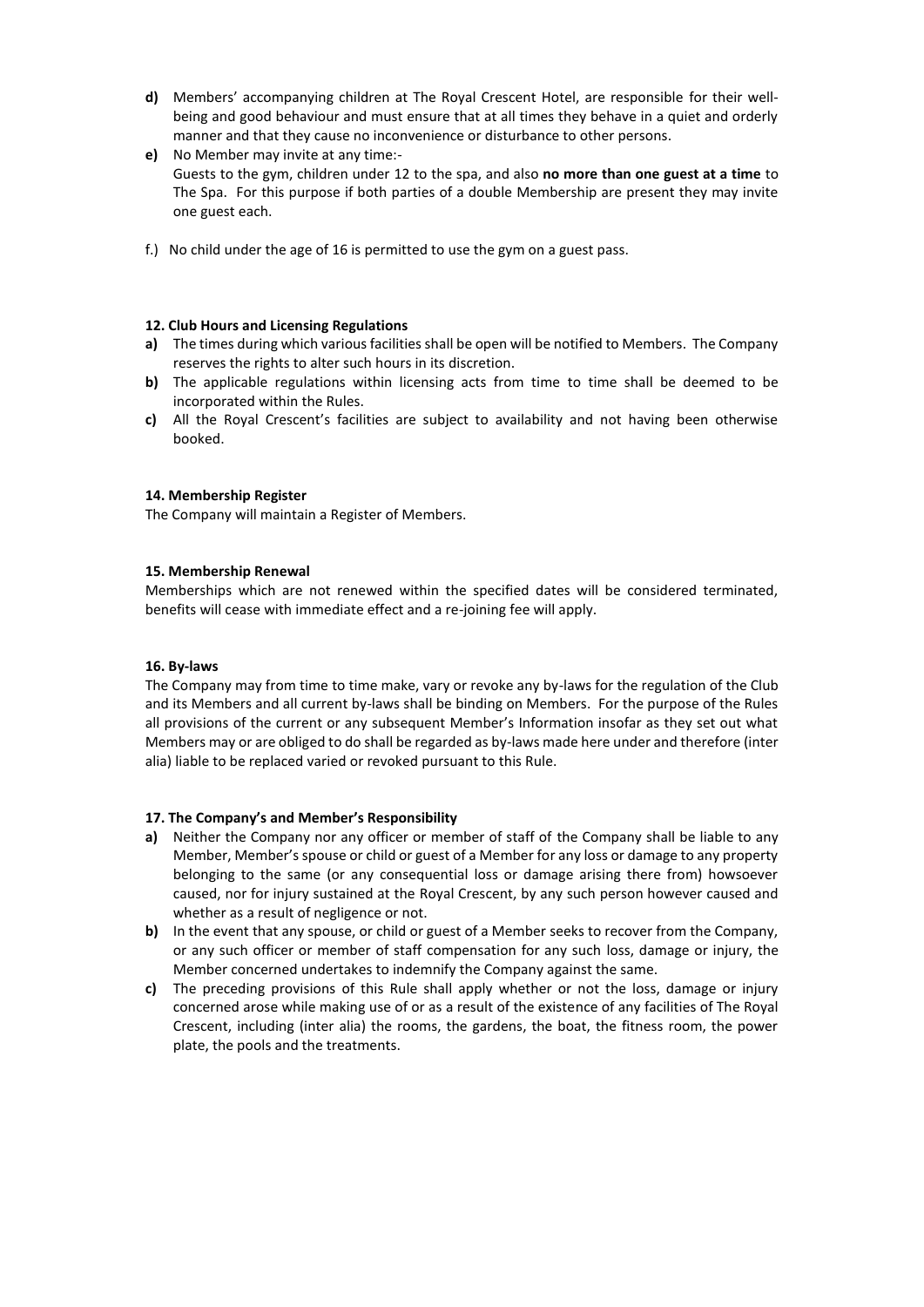**d)** Members' accompanying children at The Royal Crescent Hotel, are responsible for their well-being and good behaviour and must ensure that at all times they behave in a quiet and orderly manner and that they cause no inconvenience or disturbance to other persons.

**e)** No Member may invite at any time:-
Guests to the gym, children under 12 to the spa, and also **no more than one guest at a time** to The Spa. For this purpose if both parties of a double Membership are present they may invite one guest each.

f.) No child under the age of 16 is permitted to use the gym on a guest pass.

**12. Club Hours and Licensing Regulations**

**a)** The times during which various facilities shall be open will be notified to Members. The Company reserves the rights to alter such hours in its discretion.

**b)** The applicable regulations within licensing acts from time to time shall be deemed to be incorporated within the Rules.

**c)** All the Royal Crescent's facilities are subject to availability and not having been otherwise booked.

**14. Membership Register**

The Company will maintain a Register of Members.

**15. Membership Renewal**

Memberships which are not renewed within the specified dates will be considered terminated, benefits will cease with immediate effect and a re-joining fee will apply.

**16. By-laws**

The Company may from time to time make, vary or revoke any by-laws for the regulation of the Club and its Members and all current by-laws shall be binding on Members. For the purpose of the Rules all provisions of the current or any subsequent Member's Information insofar as they set out what Members may or are obliged to do shall be regarded as by-laws made here under and therefore (inter alia) liable to be replaced varied or revoked pursuant to this Rule.

**17. The Company's and Member's Responsibility**

**a)** Neither the Company nor any officer or member of staff of the Company shall be liable to any Member, Member's spouse or child or guest of a Member for any loss or damage to any property belonging to the same (or any consequential loss or damage arising there from) howsoever caused, nor for injury sustained at the Royal Crescent, by any such person however caused and whether as a result of negligence or not.

**b)** In the event that any spouse, or child or guest of a Member seeks to recover from the Company, or any such officer or member of staff compensation for any such loss, damage or injury, the Member concerned undertakes to indemnify the Company against the same.

**c)** The preceding provisions of this Rule shall apply whether or not the loss, damage or injury concerned arose while making use of or as a result of the existence of any facilities of The Royal Crescent, including (inter alia) the rooms, the gardens, the boat, the fitness room, the power plate, the pools and the treatments.